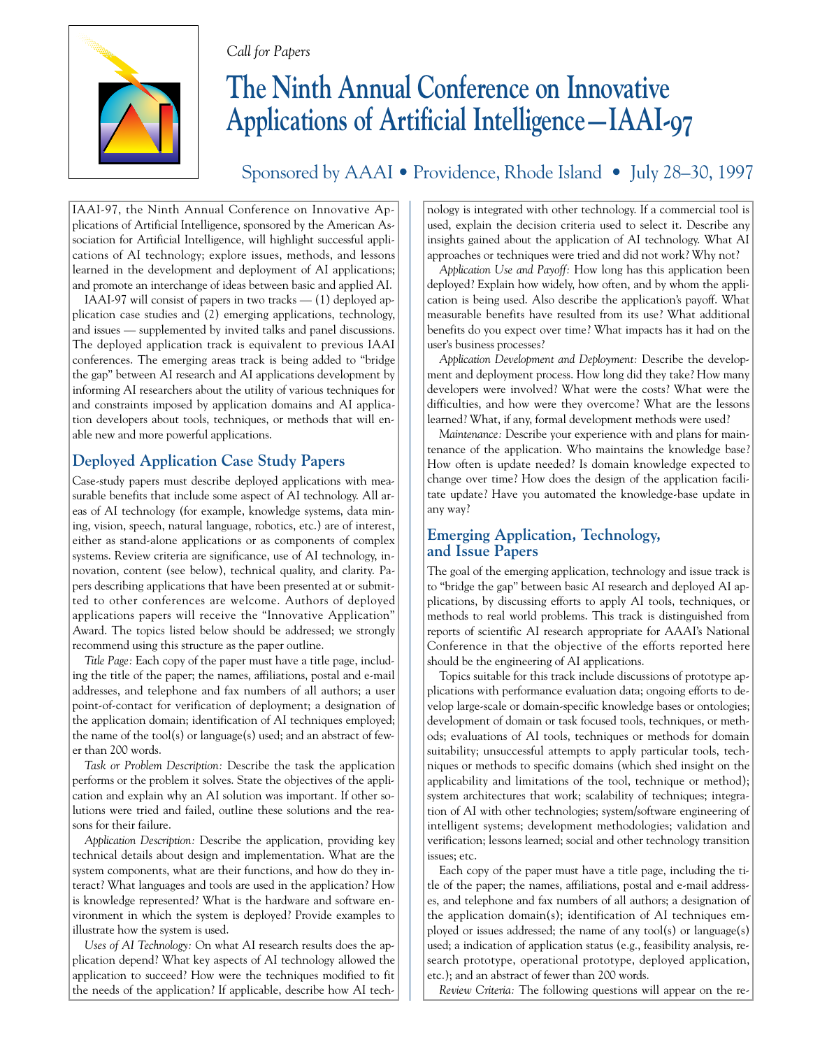*Call for Papers*

# The Ninth Annual Conference on Innovative Applications of Artificial Intelligence—IAAI-97

Sponsored by AAAI • Providence, Rhode Island • July 28–30, 1997

IAAI-97, the Ninth Annual Conference on Innovative Applications of Artificial Intelligence, sponsored by the American Association for Artificial Intelligence, will highlight successful applications of AI technology; explore issues, methods, and lessons learned in the development and deployment of AI applications; and promote an interchange of ideas between basic and applied AI.

IAAI-97 will consist of papers in two tracks — (1) deployed application case studies and (2) emerging applications, technology, and issues — supplemented by invited talks and panel discussions. The deployed application track is equivalent to previous IAAI conferences. The emerging areas track is being added to "bridge the gap" between AI research and AI applications development by informing AI researchers about the utility of various techniques for and constraints imposed by application domains and AI application developers about tools, techniques, or methods that will enable new and more powerful applications.

## Deployed Application Case Study Papers

Case-study papers must describe deployed applications with measurable benefits that include some aspect of AI technology. All areas of AI technology (for example, knowledge systems, data mining, vision, speech, natural language, robotics, etc.) are of interest, either as stand-alone applications or as components of complex systems. Review criteria are significance, use of AI technology, innovation, content (see below), technical quality, and clarity. Papers describing applications that have been presented at or submitted to other conferences are welcome. Authors of deployed applications papers will receive the "Innovative Application" Award. The topics listed below should be addressed; we strongly recommend using this structure as the paper outline.

*Title Page:* Each copy of the paper must have a title page, including the title of the paper; the names, affiliations, postal and e-mail addresses, and telephone and fax numbers of all authors; a user point-of-contact for verification of deployment; a designation of the application domain; identification of AI techniques employed; the name of the tool(s) or language(s) used; and an abstract of fewer than 200 words.

*Task or Problem Description:* Describe the task the application performs or the problem it solves. State the objectives of the application and explain why an AI solution was important. If other solutions were tried and failed, outline these solutions and the reasons for their failure.

*Application Description:* Describe the application, providing key technical details about design and implementation. What are the system components, what are their functions, and how do they interact? What languages and tools are used in the application? How is knowledge represented? What is the hardware and software environment in which the system is deployed? Provide examples to illustrate how the system is used.

*Uses of AI Technology:* On what AI research results does the application depend? What key aspects of AI technology allowed the application to succeed? How were the techniques modified to fit the needs of the application? If applicable, describe how AI technology is integrated with other technology. If a commercial tool is used, explain the decision criteria used to select it. Describe any insights gained about the application of AI technology. What AI approaches or techniques were tried and did not work? Why not?

*Application Use and Payoff:* How long has this application been deployed? Explain how widely, how often, and by whom the application is being used. Also describe the application's payoff. What measurable benefits have resulted from its use? What additional benefits do you expect over time? What impacts has it had on the user's business processes?

*Application Development and Deployment:* Describe the development and deployment process. How long did they take? How many developers were involved? What were the costs? What were the difficulties, and how were they overcome? What are the lessons learned? What, if any, formal development methods were used?

*Maintenance:* Describe your experience with and plans for maintenance of the application. Who maintains the knowledge base? How often is update needed? Is domain knowledge expected to change over time? How does the design of the application facilitate update? Have you automated the knowledge-base update in any way?

## Emerging Application, Technology, and Issue Papers

The goal of the emerging application, technology and issue track is to "bridge the gap" between basic AI research and deployed AI applications, by discussing efforts to apply AI tools, techniques, or methods to real world problems. This track is distinguished from reports of scientific AI research appropriate for AAAI's National Conference in that the objective of the efforts reported here should be the engineering of AI applications.

Topics suitable for this track include discussions of prototype applications with performance evaluation data; ongoing efforts to develop large-scale or domain-specific knowledge bases or ontologies; development of domain or task focused tools, techniques, or methods; evaluations of AI tools, techniques or methods for domain suitability; unsuccessful attempts to apply particular tools, techniques or methods to specific domains (which shed insight on the applicability and limitations of the tool, technique or method); system architectures that work; scalability of techniques; integration of AI with other technologies; system/software engineering of intelligent systems; development methodologies; validation and verification; lessons learned; social and other technology transition issues; etc.

Each copy of the paper must have a title page, including the title of the paper; the names, affiliations, postal and e-mail addresses, and telephone and fax numbers of all authors; a designation of the application domain(s); identification of AI techniques employed or issues addressed; the name of any tool(s) or language(s) used; a indication of application status (e.g., feasibility analysis, research prototype, operational prototype, deployed application, etc.); and an abstract of fewer than 200 words.

*Review Criteria:* The following questions will appear on the re-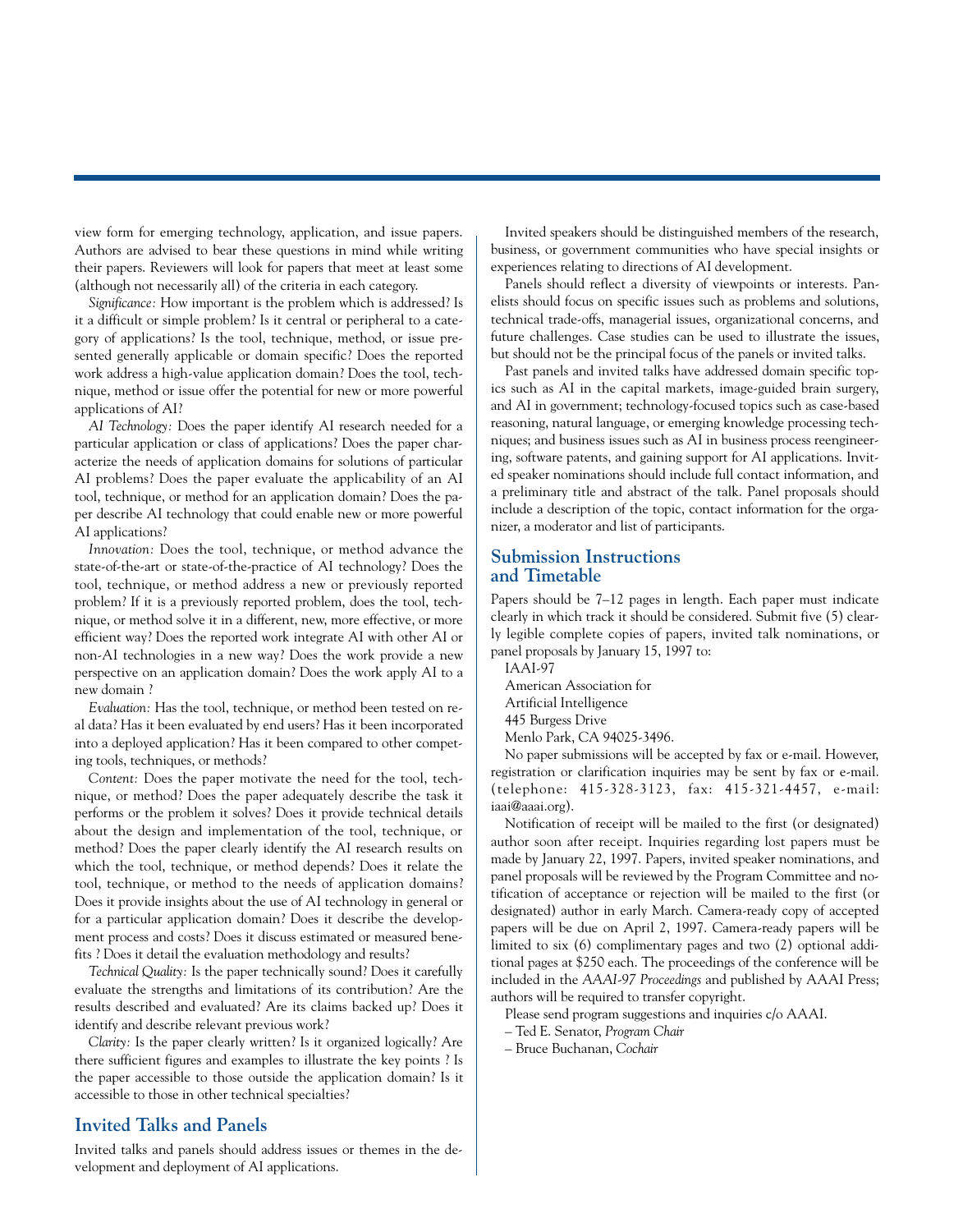view form for emerging technology, application, and issue papers. Authors are advised to bear these questions in mind while writing their papers. Reviewers will look for papers that meet at least some (although not necessarily all) of the criteria in each category.

*Significance:* How important is the problem which is addressed? Is it a difficult or simple problem? Is it central or peripheral to a category of applications? Is the tool, technique, method, or issue presented generally applicable or domain specific? Does the reported work address a high-value application domain? Does the tool, technique, method or issue offer the potential for new or more powerful applications of AI?

*AI Technology:* Does the paper identify AI research needed for a particular application or class of applications? Does the paper characterize the needs of application domains for solutions of particular AI problems? Does the paper evaluate the applicability of an AI tool, technique, or method for an application domain? Does the paper describe AI technology that could enable new or more powerful AI applications?

*Innovation:* Does the tool, technique, or method advance the state-of-the-art or state-of-the-practice of AI technology? Does the tool, technique, or method address a new or previously reported problem? If it is a previously reported problem, does the tool, technique, or method solve it in a different, new, more effective, or more efficient way? Does the reported work integrate AI with other AI or non-AI technologies in a new way? Does the work provide a new perspective on an application domain? Does the work apply AI to a new domain ?

*Evaluation:* Has the tool, technique, or method been tested on real data? Has it been evaluated by end users? Has it been incorporated into a deployed application? Has it been compared to other competing tools, techniques, or methods?

*Content:* Does the paper motivate the need for the tool, technique, or method? Does the paper adequately describe the task it performs or the problem it solves? Does it provide technical details about the design and implementation of the tool, technique, or method? Does the paper clearly identify the AI research results on which the tool, technique, or method depends? Does it relate the tool, technique, or method to the needs of application domains? Does it provide insights about the use of AI technology in general or for a particular application domain? Does it describe the development process and costs? Does it discuss estimated or measured benefits ? Does it detail the evaluation methodology and results?

*Technical Quality:* Is the paper technically sound? Does it carefully evaluate the strengths and limitations of its contribution? Are the results described and evaluated? Are its claims backed up? Does it identify and describe relevant previous work?

*Clarity:* Is the paper clearly written? Is it organized logically? Are there sufficient figures and examples to illustrate the key points ? Is the paper accessible to those outside the application domain? Is it accessible to those in other technical specialties?

## Invited Talks and Panels

Invited talks and panels should address issues or themes in the development and deployment of AI applications.

Invited speakers should be distinguished members of the research, business, or government communities who have special insights or experiences relating to directions of AI development.

Panels should reflect a diversity of viewpoints or interests. Panelists should focus on specific issues such as problems and solutions, technical trade-offs, managerial issues, organizational concerns, and future challenges. Case studies can be used to illustrate the issues, but should not be the principal focus of the panels or invited talks.

Past panels and invited talks have addressed domain specific topics such as AI in the capital markets, image-guided brain surgery, and AI in government; technology-focused topics such as case-based reasoning, natural language, or emerging knowledge processing techniques; and business issues such as AI in business process reengineering, software patents, and gaining support for AI applications. Invited speaker nominations should include full contact information, and a preliminary title and abstract of the talk. Panel proposals should include a description of the topic, contact information for the organizer, a moderator and list of participants.

## Submission Instructions and Timetable

Papers should be 7–12 pages in length. Each paper must indicate clearly in which track it should be considered. Submit five (5) clearly legible complete copies of papers, invited talk nominations, or panel proposals by January 15, 1997 to:

IAAI-97
American Association for
Artificial Intelligence
445 Burgess Drive
Menlo Park, CA 94025-3496.

No paper submissions will be accepted by fax or e-mail. However, registration or clarification inquiries may be sent by fax or e-mail. (telephone: 415-328-3123, fax: 415-321-4457, e-mail: iaai@aaai.org).

Notification of receipt will be mailed to the first (or designated) author soon after receipt. Inquiries regarding lost papers must be made by January 22, 1997. Papers, invited speaker nominations, and panel proposals will be reviewed by the Program Committee and notification of acceptance or rejection will be mailed to the first (or designated) author in early March. Camera-ready copy of accepted papers will be due on April 2, 1997. Camera-ready papers will be limited to six (6) complimentary pages and two (2) optional additional pages at $250 each. The proceedings of the conference will be included in the *AAAI-97 Proceedings* and published by AAAI Press; authors will be required to transfer copyright.

Please send program suggestions and inquiries c/o AAAI.

– Ted E. Senator, *Program Chair*
– Bruce Buchanan, *Cochair*